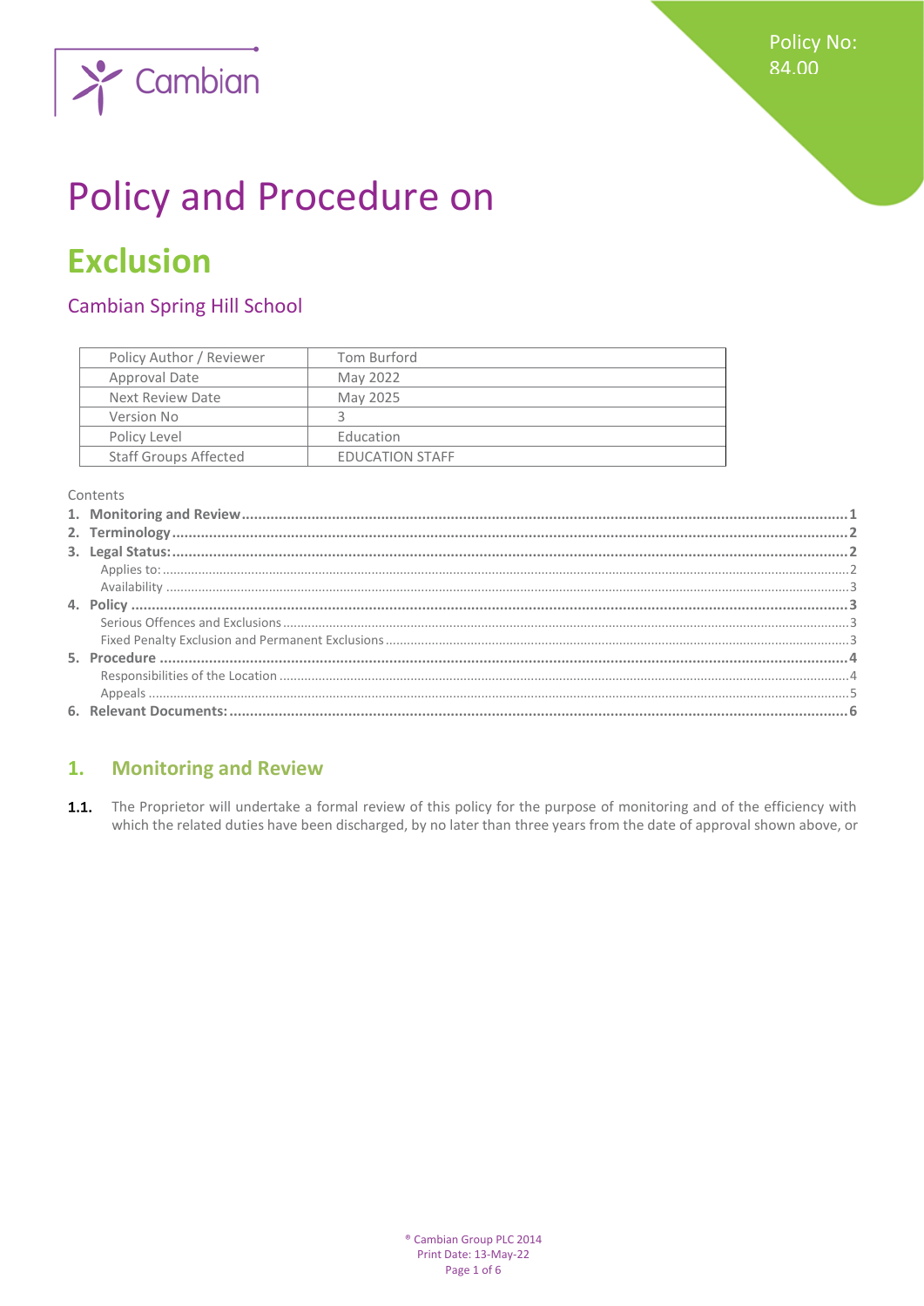Policy No: 84.00

# Policy and Procedure on

# Exclusion

## Cambian Spring Hill School

| Policy Author / Reviewer | Tom Burford |
|---|---|
| Approval Date | May 2022 |
| Next Review Date | May 2025 |
| Version No | 3 |
| Policy Level | Education |
| Staff Groups Affected | EDUCATION STAFF |

Contents

1. **Monitoring and Review** ... 1
2. **Terminology** ... 2
3. **Legal Status:** ... 2
   - Applies to: ... 2
   - Availability ... 3
4. **Policy** ... 3
   - Serious Offences and Exclusions ... 3
   - Fixed Penalty Exclusion and Permanent Exclusions ... 3
5. **Procedure** ... 4
   - Responsibilities of the Location ... 4
   - Appeals ... 5
6. **Relevant Documents:** ... 6

## 1. Monitoring and Review

**1.1.** The Proprietor will undertake a formal review of this policy for the purpose of monitoring and of the efficiency with which the related duties have been discharged, by no later than three years from the date of approval shown above, or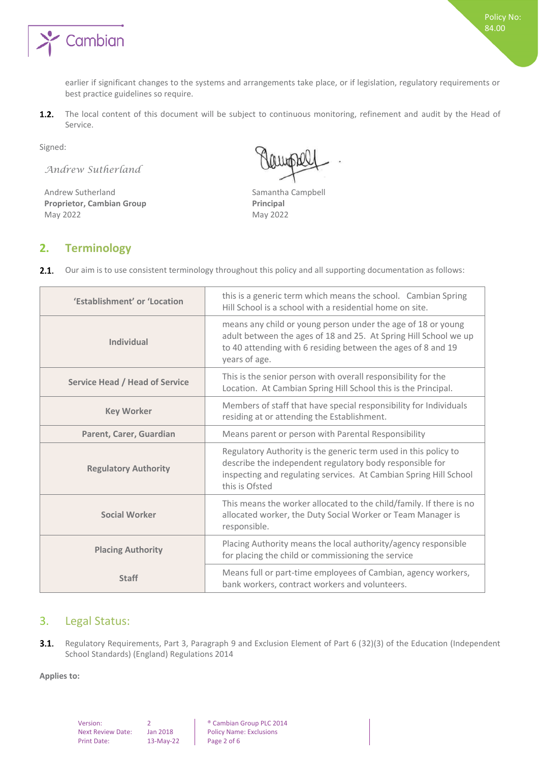earlier if significant changes to the systems and arrangements take place, or if legislation, regulatory requirements or best practice guidelines so require.

**1.2.** The local content of this document will be subject to continuous monitoring, refinement and audit by the Head of Service.

Signed:

*Andrew Sutherland*

Andrew Sutherland
**Proprietor, Cambian Group**
May 2022

Samantha Campbell
**Principal**
May 2022

## 2. Terminology

**2.1.** Our aim is to use consistent terminology throughout this policy and all supporting documentation as follows:

| | |
|---|---|
| **'Establishment' or 'Location** | this is a generic term which means the school. Cambian Spring Hill School is a school with a residential home on site. |
| **Individual** | means any child or young person under the age of 18 or young adult between the ages of 18 and 25. At Spring Hill School we up to 40 attending with 6 residing between the ages of 8 and 19 years of age. |
| **Service Head / Head of Service** | This is the senior person with overall responsibility for the Location. At Cambian Spring Hill School this is the Principal. |
| **Key Worker** | Members of staff that have special responsibility for Individuals residing at or attending the Establishment. |
| **Parent, Carer, Guardian** | Means parent or person with Parental Responsibility |
| **Regulatory Authority** | Regulatory Authority is the generic term used in this policy to describe the independent regulatory body responsible for inspecting and regulating services. At Cambian Spring Hill School this is Ofsted |
| **Social Worker** | This means the worker allocated to the child/family. If there is no allocated worker, the Duty Social Worker or Team Manager is responsible. |
| **Placing Authority** | Placing Authority means the local authority/agency responsible for placing the child or commissioning the service |
| **Staff** | Means full or part-time employees of Cambian, agency workers, bank workers, contract workers and volunteers. |

## 3. Legal Status:

**3.1.** Regulatory Requirements, Part 3, Paragraph 9 and Exclusion Element of Part 6 (32)(3) of the Education (Independent School Standards) (England) Regulations 2014

**Applies to:**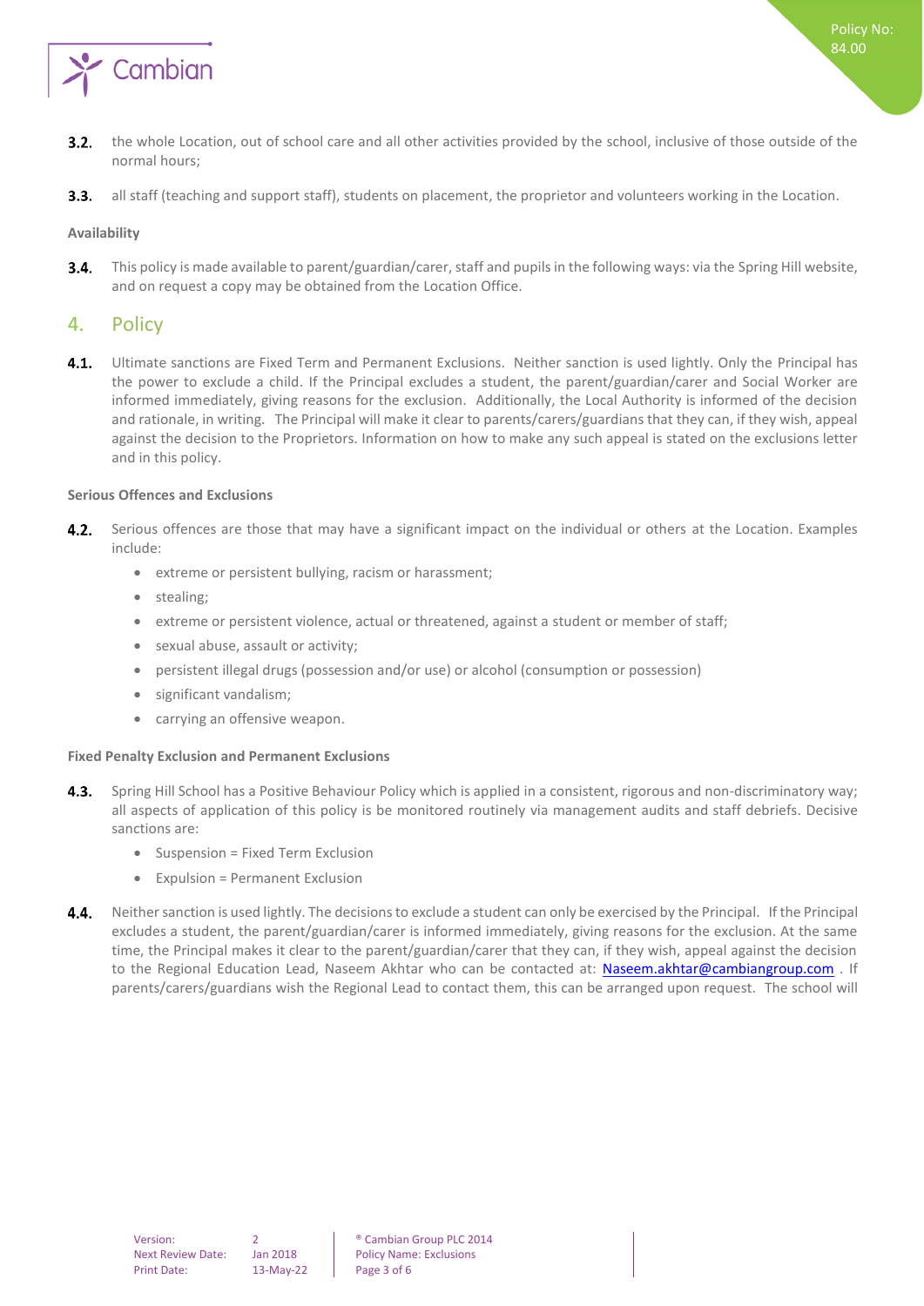**3.2.** the whole Location, out of school care and all other activities provided by the school, inclusive of those outside of the normal hours;

**3.3.** all staff (teaching and support staff), students on placement, the proprietor and volunteers working in the Location.

**Availability**

**3.4.** This policy is made available to parent/guardian/carer, staff and pupils in the following ways: via the Spring Hill website, and on request a copy may be obtained from the Location Office.

## 4. Policy

**4.1.** Ultimate sanctions are Fixed Term and Permanent Exclusions. Neither sanction is used lightly. Only the Principal has the power to exclude a child. If the Principal excludes a student, the parent/guardian/carer and Social Worker are informed immediately, giving reasons for the exclusion. Additionally, the Local Authority is informed of the decision and rationale, in writing. The Principal will make it clear to parents/carers/guardians that they can, if they wish, appeal against the decision to the Proprietors. Information on how to make any such appeal is stated on the exclusions letter and in this policy.

**Serious Offences and Exclusions**

**4.2.** Serious offences are those that may have a significant impact on the individual or others at the Location. Examples include:

- extreme or persistent bullying, racism or harassment;
- stealing;
- extreme or persistent violence, actual or threatened, against a student or member of staff;
- sexual abuse, assault or activity;
- persistent illegal drugs (possession and/or use) or alcohol (consumption or possession)
- significant vandalism;
- carrying an offensive weapon.

**Fixed Penalty Exclusion and Permanent Exclusions**

**4.3.** Spring Hill School has a Positive Behaviour Policy which is applied in a consistent, rigorous and non-discriminatory way; all aspects of application of this policy is be monitored routinely via management audits and staff debriefs. Decisive sanctions are:

- Suspension = Fixed Term Exclusion
- Expulsion = Permanent Exclusion

**4.4.** Neither sanction is used lightly. The decisions to exclude a student can only be exercised by the Principal. If the Principal excludes a student, the parent/guardian/carer is informed immediately, giving reasons for the exclusion. At the same time, the Principal makes it clear to the parent/guardian/carer that they can, if they wish, appeal against the decision to the Regional Education Lead, Naseem Akhtar who can be contacted at: Naseem.akhtar@cambiangroup.com . If parents/carers/guardians wish the Regional Lead to contact them, this can be arranged upon request. The school will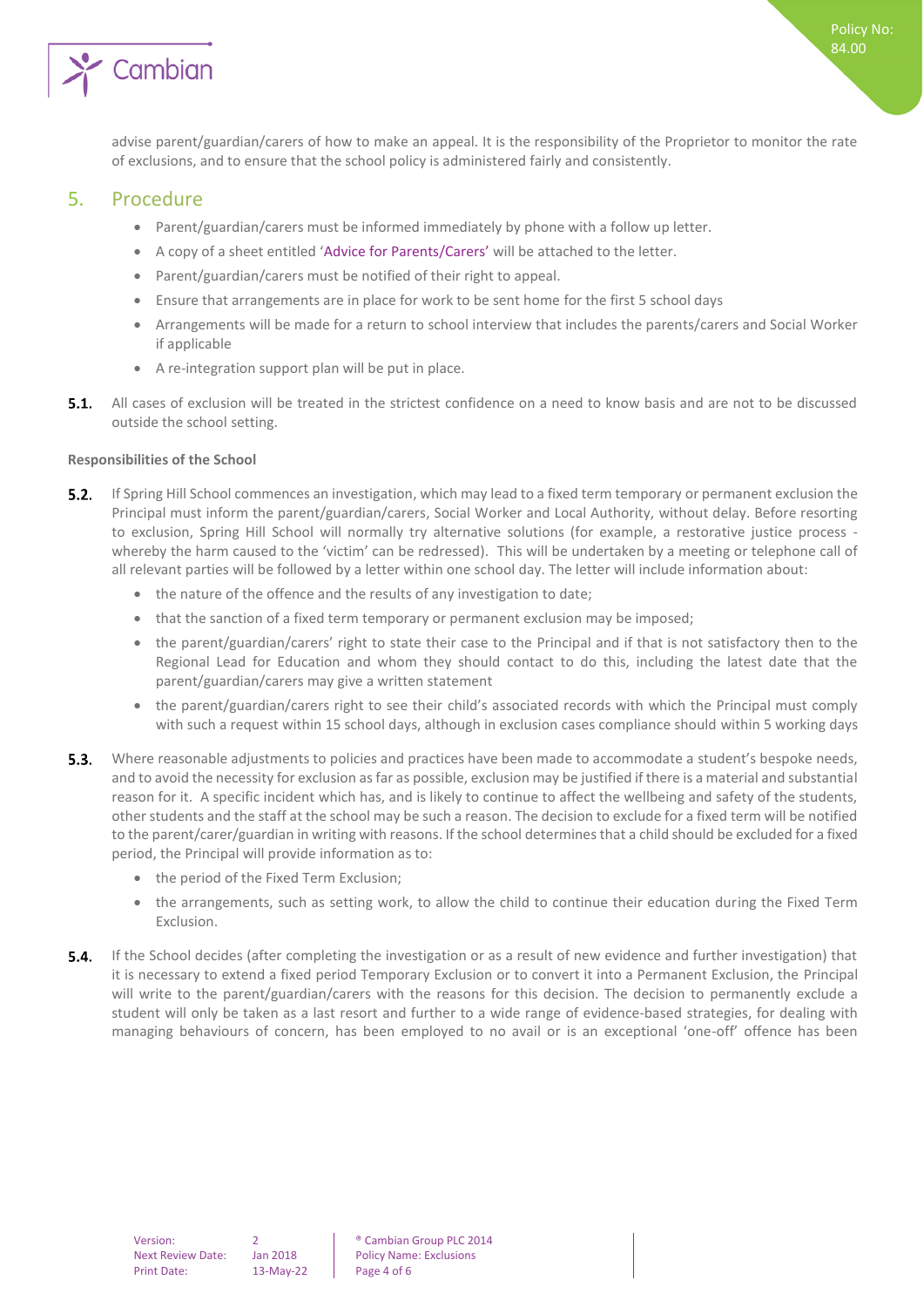advise parent/guardian/carers of how to make an appeal. It is the responsibility of the Proprietor to monitor the rate of exclusions, and to ensure that the school policy is administered fairly and consistently.

## 5. Procedure

- Parent/guardian/carers must be informed immediately by phone with a follow up letter.
- A copy of a sheet entitled 'Advice for Parents/Carers' will be attached to the letter.
- Parent/guardian/carers must be notified of their right to appeal.
- Ensure that arrangements are in place for work to be sent home for the first 5 school days
- Arrangements will be made for a return to school interview that includes the parents/carers and Social Worker if applicable
- A re-integration support plan will be put in place.

**5.1.** All cases of exclusion will be treated in the strictest confidence on a need to know basis and are not to be discussed outside the school setting.

**Responsibilities of the School**

**5.2.** If Spring Hill School commences an investigation, which may lead to a fixed term temporary or permanent exclusion the Principal must inform the parent/guardian/carers, Social Worker and Local Authority, without delay. Before resorting to exclusion, Spring Hill School will normally try alternative solutions (for example, a restorative justice process - whereby the harm caused to the 'victim' can be redressed). This will be undertaken by a meeting or telephone call of all relevant parties will be followed by a letter within one school day. The letter will include information about:

- the nature of the offence and the results of any investigation to date;
- that the sanction of a fixed term temporary or permanent exclusion may be imposed;
- the parent/guardian/carers' right to state their case to the Principal and if that is not satisfactory then to the Regional Lead for Education and whom they should contact to do this, including the latest date that the parent/guardian/carers may give a written statement
- the parent/guardian/carers right to see their child's associated records with which the Principal must comply with such a request within 15 school days, although in exclusion cases compliance should within 5 working days

**5.3.** Where reasonable adjustments to policies and practices have been made to accommodate a student's bespoke needs, and to avoid the necessity for exclusion as far as possible, exclusion may be justified if there is a material and substantial reason for it. A specific incident which has, and is likely to continue to affect the wellbeing and safety of the students, other students and the staff at the school may be such a reason. The decision to exclude for a fixed term will be notified to the parent/carer/guardian in writing with reasons. If the school determines that a child should be excluded for a fixed period, the Principal will provide information as to:

- the period of the Fixed Term Exclusion;
- the arrangements, such as setting work, to allow the child to continue their education during the Fixed Term Exclusion.

**5.4.** If the School decides (after completing the investigation or as a result of new evidence and further investigation) that it is necessary to extend a fixed period Temporary Exclusion or to convert it into a Permanent Exclusion, the Principal will write to the parent/guardian/carers with the reasons for this decision. The decision to permanently exclude a student will only be taken as a last resort and further to a wide range of evidence-based strategies, for dealing with managing behaviours of concern, has been employed to no avail or is an exceptional 'one-off' offence has been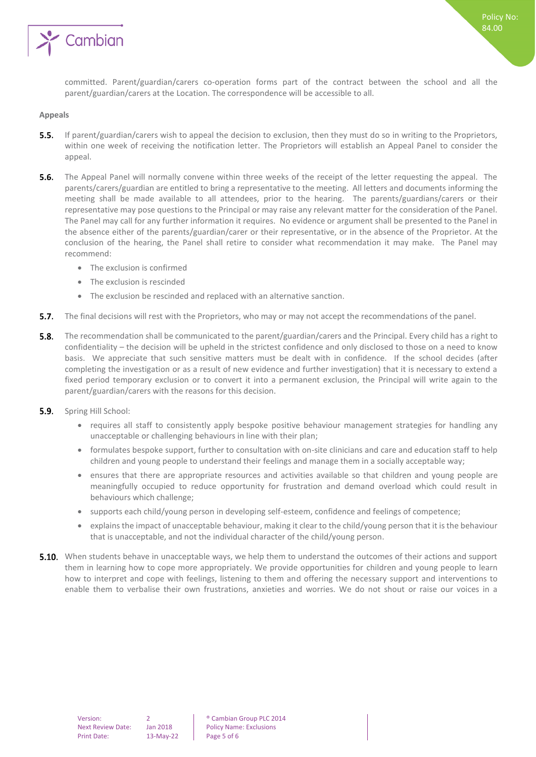committed. Parent/guardian/carers co-operation forms part of the contract between the school and all the parent/guardian/carers at the Location. The correspondence will be accessible to all.

**Appeals**

**5.5.** If parent/guardian/carers wish to appeal the decision to exclusion, then they must do so in writing to the Proprietors, within one week of receiving the notification letter. The Proprietors will establish an Appeal Panel to consider the appeal.

**5.6.** The Appeal Panel will normally convene within three weeks of the receipt of the letter requesting the appeal. The parents/carers/guardian are entitled to bring a representative to the meeting. All letters and documents informing the meeting shall be made available to all attendees, prior to the hearing. The parents/guardians/carers or their representative may pose questions to the Principal or may raise any relevant matter for the consideration of the Panel. The Panel may call for any further information it requires. No evidence or argument shall be presented to the Panel in the absence either of the parents/guardian/carer or their representative, or in the absence of the Proprietor. At the conclusion of the hearing, the Panel shall retire to consider what recommendation it may make. The Panel may recommend:

- The exclusion is confirmed
- The exclusion is rescinded
- The exclusion be rescinded and replaced with an alternative sanction.

**5.7.** The final decisions will rest with the Proprietors, who may or may not accept the recommendations of the panel.

**5.8.** The recommendation shall be communicated to the parent/guardian/carers and the Principal. Every child has a right to confidentiality – the decision will be upheld in the strictest confidence and only disclosed to those on a need to know basis. We appreciate that such sensitive matters must be dealt with in confidence. If the school decides (after completing the investigation or as a result of new evidence and further investigation) that it is necessary to extend a fixed period temporary exclusion or to convert it into a permanent exclusion, the Principal will write again to the parent/guardian/carers with the reasons for this decision.

**5.9.** Spring Hill School:

- requires all staff to consistently apply bespoke positive behaviour management strategies for handling any unacceptable or challenging behaviours in line with their plan;
- formulates bespoke support, further to consultation with on-site clinicians and care and education staff to help children and young people to understand their feelings and manage them in a socially acceptable way;
- ensures that there are appropriate resources and activities available so that children and young people are meaningfully occupied to reduce opportunity for frustration and demand overload which could result in behaviours which challenge;
- supports each child/young person in developing self-esteem, confidence and feelings of competence;
- explains the impact of unacceptable behaviour, making it clear to the child/young person that it is the behaviour that is unacceptable, and not the individual character of the child/young person.

**5.10.** When students behave in unacceptable ways, we help them to understand the outcomes of their actions and support them in learning how to cope more appropriately. We provide opportunities for children and young people to learn how to interpret and cope with feelings, listening to them and offering the necessary support and interventions to enable them to verbalise their own frustrations, anxieties and worries. We do not shout or raise our voices in a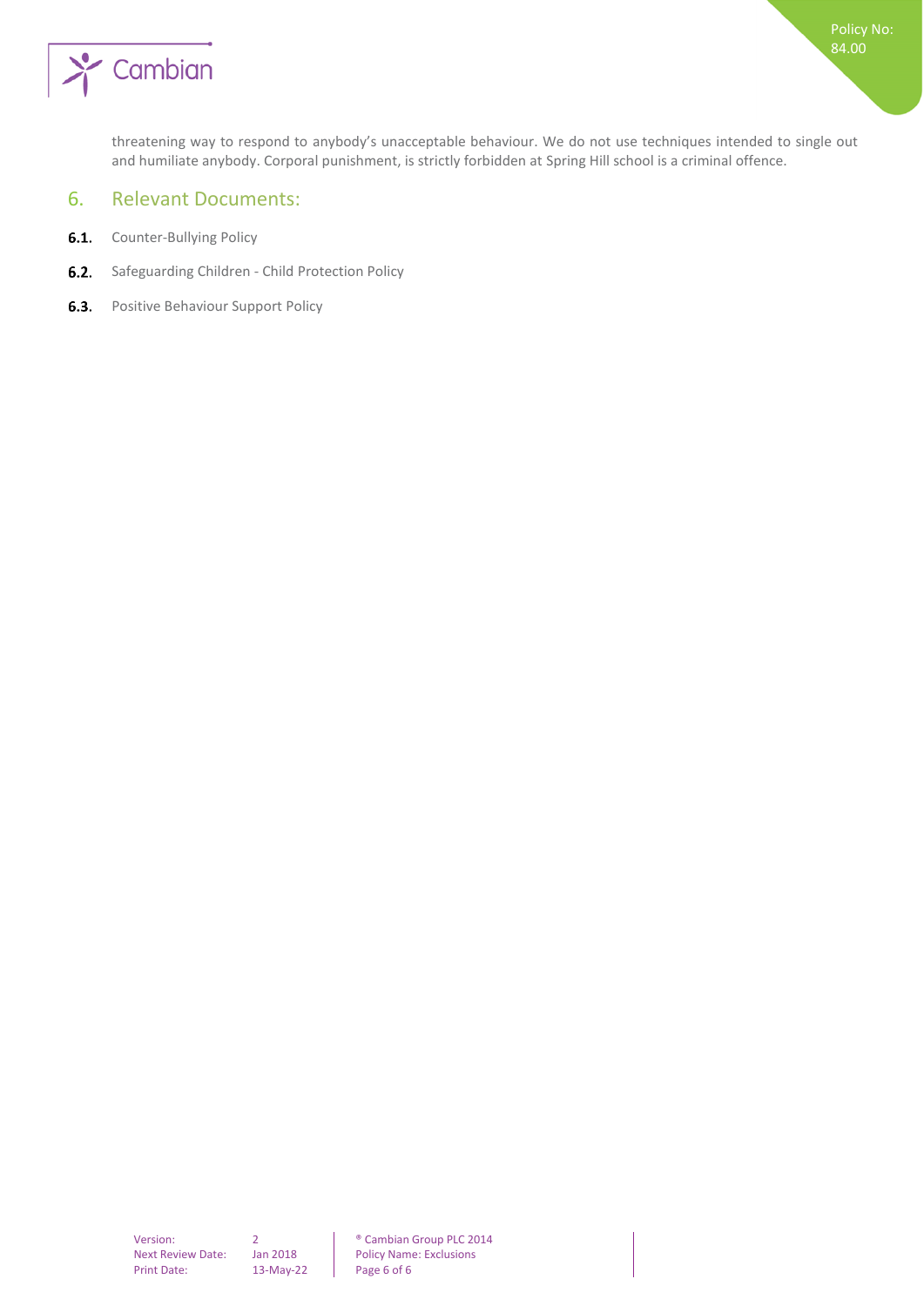threatening way to respond to anybody's unacceptable behaviour. We do not use techniques intended to single out and humiliate anybody. Corporal punishment, is strictly forbidden at Spring Hill school is a criminal offence.

## 6. Relevant Documents:

**6.1.** Counter-Bullying Policy

**6.2.** Safeguarding Children - Child Protection Policy

**6.3.** Positive Behaviour Support Policy